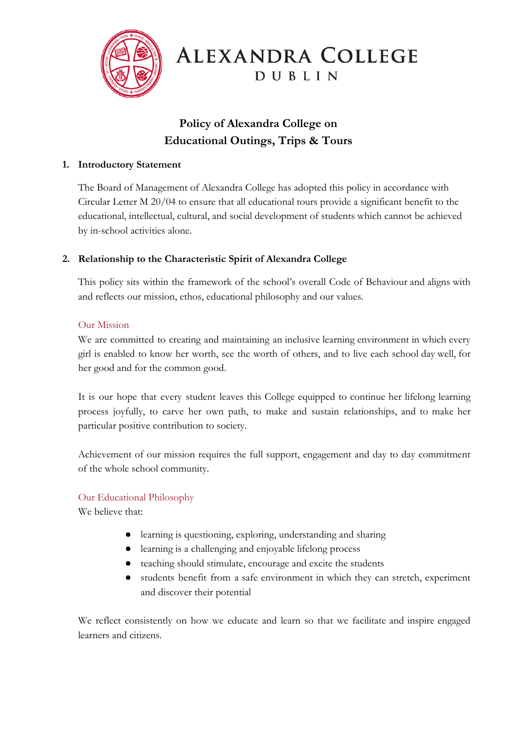# ALEXANDRA COLLEGE
## DUBLIN

# Policy of Alexandra College on Educational Outings, Trips & Tours

## 1. Introductory Statement

The Board of Management of Alexandra College has adopted this policy in accordance with Circular Letter M 20/04 to ensure that all educational tours provide a significant benefit to the educational, intellectual, cultural, and social development of students which cannot be achieved by in-school activities alone.

## 2. Relationship to the Characteristic Spirit of Alexandra College

This policy sits within the framework of the school's overall Code of Behaviour and aligns with and reflects our mission, ethos, educational philosophy and our values.

### Our Mission

We are committed to creating and maintaining an inclusive learning environment in which every girl is enabled to know her worth, see the worth of others, and to live each school day well, for her good and for the common good.

It is our hope that every student leaves this College equipped to continue her lifelong learning process joyfully, to carve her own path, to make and sustain relationships, and to make her particular positive contribution to society.

Achievement of our mission requires the full support, engagement and day to day commitment of the whole school community.

### Our Educational Philosophy

We believe that:

- learning is questioning, exploring, understanding and sharing
- learning is a challenging and enjoyable lifelong process
- teaching should stimulate, encourage and excite the students
- students benefit from a safe environment in which they can stretch, experiment and discover their potential

We reflect consistently on how we educate and learn so that we facilitate and inspire engaged learners and citizens.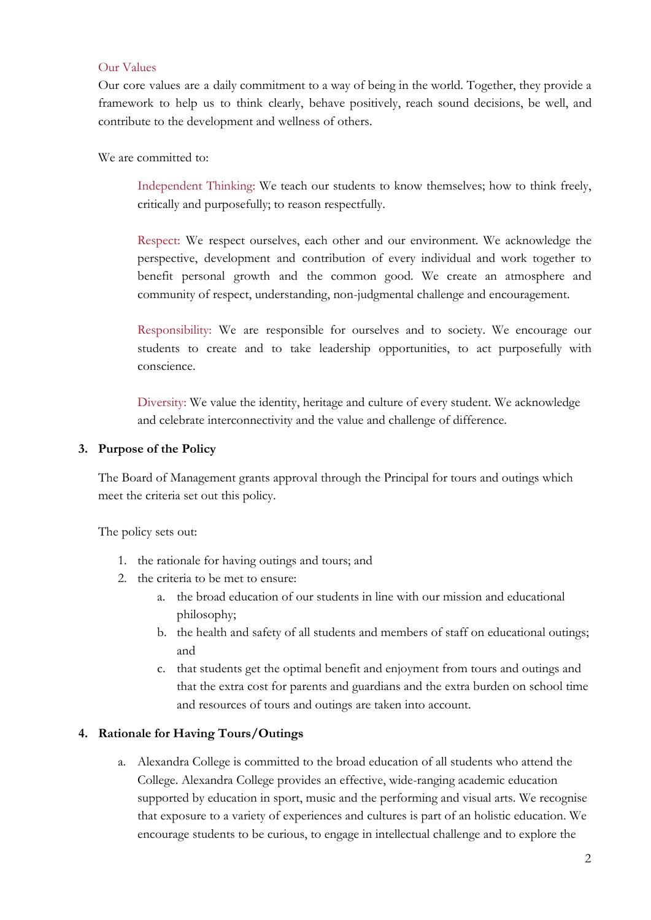### Our Values

Our core values are a daily commitment to a way of being in the world. Together, they provide a framework to help us to think clearly, behave positively, reach sound decisions, be well, and contribute to the development and wellness of others.

We are committed to:

> Independent Thinking: We teach our students to know themselves; how to think freely, critically and purposefully; to reason respectfully.
>
> Respect: We respect ourselves, each other and our environment. We acknowledge the perspective, development and contribution of every individual and work together to benefit personal growth and the common good. We create an atmosphere and community of respect, understanding, non-judgmental challenge and encouragement.
>
> Responsibility: We are responsible for ourselves and to society. We encourage our students to create and to take leadership opportunities, to act purposefully with conscience.
>
> Diversity: We value the identity, heritage and culture of every student. We acknowledge and celebrate interconnectivity and the value and challenge of difference.

## 3. Purpose of the Policy

The Board of Management grants approval through the Principal for tours and outings which meet the criteria set out this policy.

The policy sets out:

1. the rationale for having outings and tours; and
2. the criteria to be met to ensure:
   a. the broad education of our students in line with our mission and educational philosophy;
   b. the health and safety of all students and members of staff on educational outings; and
   c. that students get the optimal benefit and enjoyment from tours and outings and that the extra cost for parents and guardians and the extra burden on school time and resources of tours and outings are taken into account.

## 4. Rationale for Having Tours/Outings

a. Alexandra College is committed to the broad education of all students who attend the College. Alexandra College provides an effective, wide-ranging academic education supported by education in sport, music and the performing and visual arts. We recognise that exposure to a variety of experiences and cultures is part of an holistic education. We encourage students to be curious, to engage in intellectual challenge and to explore the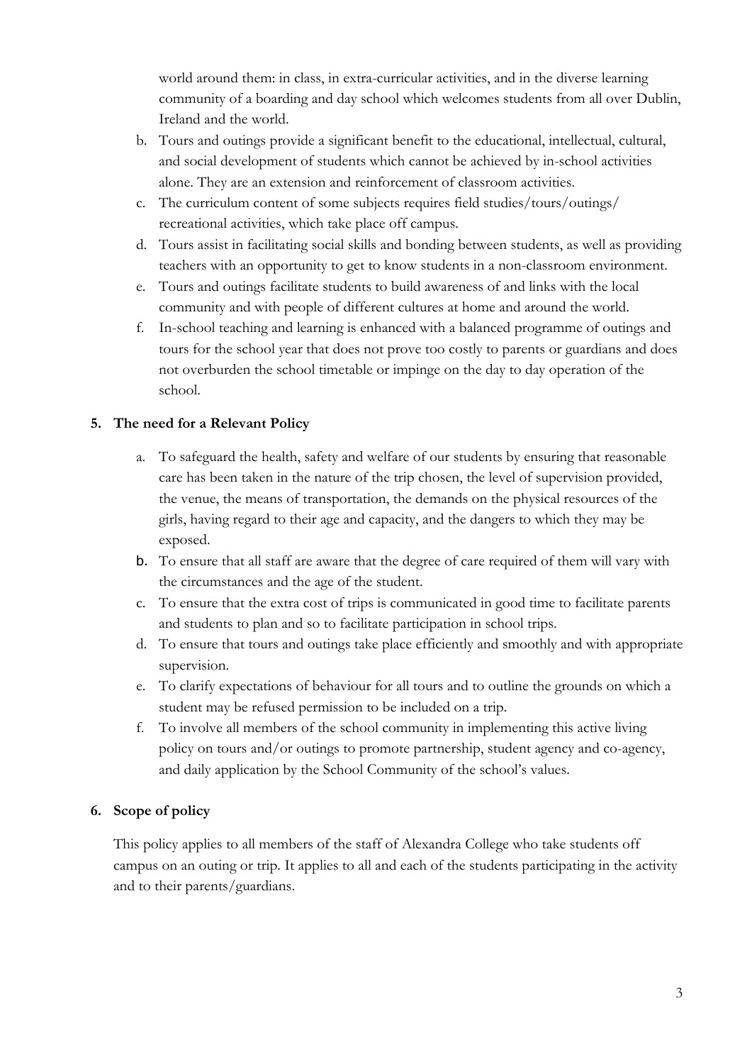world around them: in class, in extra-curricular activities, and in the diverse learning community of a boarding and day school which welcomes students from all over Dublin, Ireland and the world.

b. Tours and outings provide a significant benefit to the educational, intellectual, cultural, and social development of students which cannot be achieved by in-school activities alone. They are an extension and reinforcement of classroom activities.
c. The curriculum content of some subjects requires field studies/tours/outings/ recreational activities, which take place off campus.
d. Tours assist in facilitating social skills and bonding between students, as well as providing teachers with an opportunity to get to know students in a non-classroom environment.
e. Tours and outings facilitate students to build awareness of and links with the local community and with people of different cultures at home and around the world.
f. In-school teaching and learning is enhanced with a balanced programme of outings and tours for the school year that does not prove too costly to parents or guardians and does not overburden the school timetable or impinge on the day to day operation of the school.

## 5. The need for a Relevant Policy

a. To safeguard the health, safety and welfare of our students by ensuring that reasonable care has been taken in the nature of the trip chosen, the level of supervision provided, the venue, the means of transportation, the demands on the physical resources of the girls, having regard to their age and capacity, and the dangers to which they may be exposed.
b. To ensure that all staff are aware that the degree of care required of them will vary with the circumstances and the age of the student.
c. To ensure that the extra cost of trips is communicated in good time to facilitate parents and students to plan and so to facilitate participation in school trips.
d. To ensure that tours and outings take place efficiently and smoothly and with appropriate supervision.
e. To clarify expectations of behaviour for all tours and to outline the grounds on which a student may be refused permission to be included on a trip.
f. To involve all members of the school community in implementing this active living policy on tours and/or outings to promote partnership, student agency and co-agency, and daily application by the School Community of the school's values.

## 6. Scope of policy

This policy applies to all members of the staff of Alexandra College who take students off campus on an outing or trip. It applies to all and each of the students participating in the activity and to their parents/guardians.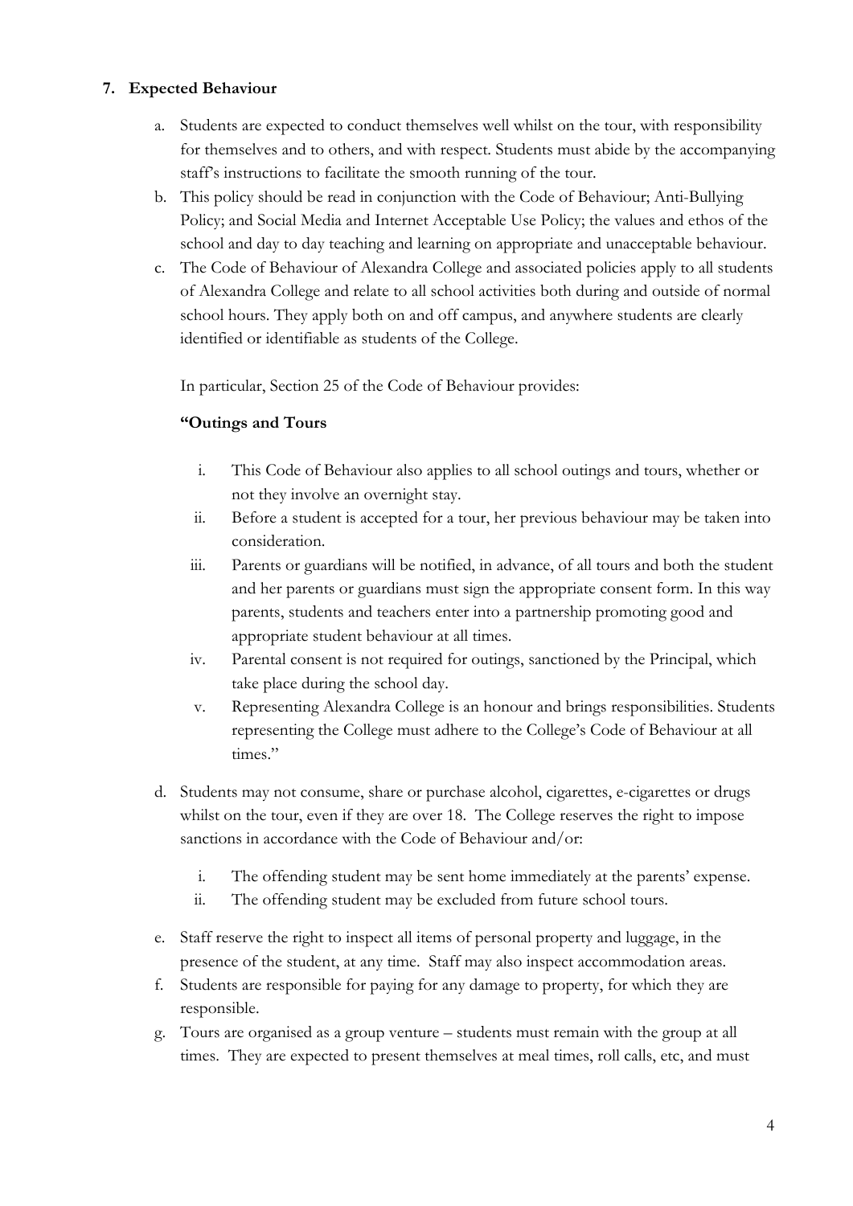## 7. Expected Behaviour

a. Students are expected to conduct themselves well whilst on the tour, with responsibility for themselves and to others, and with respect. Students must abide by the accompanying staff's instructions to facilitate the smooth running of the tour.

b. This policy should be read in conjunction with the Code of Behaviour; Anti-Bullying Policy; and Social Media and Internet Acceptable Use Policy; the values and ethos of the school and day to day teaching and learning on appropriate and unacceptable behaviour.

c. The Code of Behaviour of Alexandra College and associated policies apply to all students of Alexandra College and relate to all school activities both during and outside of normal school hours. They apply both on and off campus, and anywhere students are clearly identified or identifiable as students of the College.

   In particular, Section 25 of the Code of Behaviour provides:

   **"Outings and Tours**

   i. This Code of Behaviour also applies to all school outings and tours, whether or not they involve an overnight stay.
   ii. Before a student is accepted for a tour, her previous behaviour may be taken into consideration.
   iii. Parents or guardians will be notified, in advance, of all tours and both the student and her parents or guardians must sign the appropriate consent form. In this way parents, students and teachers enter into a partnership promoting good and appropriate student behaviour at all times.
   iv. Parental consent is not required for outings, sanctioned by the Principal, which take place during the school day.
   v. Representing Alexandra College is an honour and brings responsibilities. Students representing the College must adhere to the College's Code of Behaviour at all times."

d. Students may not consume, share or purchase alcohol, cigarettes, e-cigarettes or drugs whilst on the tour, even if they are over 18. The College reserves the right to impose sanctions in accordance with the Code of Behaviour and/or:

   i. The offending student may be sent home immediately at the parents' expense.
   ii. The offending student may be excluded from future school tours.

e. Staff reserve the right to inspect all items of personal property and luggage, in the presence of the student, at any time. Staff may also inspect accommodation areas.

f. Students are responsible for paying for any damage to property, for which they are responsible.

g. Tours are organised as a group venture – students must remain with the group at all times. They are expected to present themselves at meal times, roll calls, etc, and must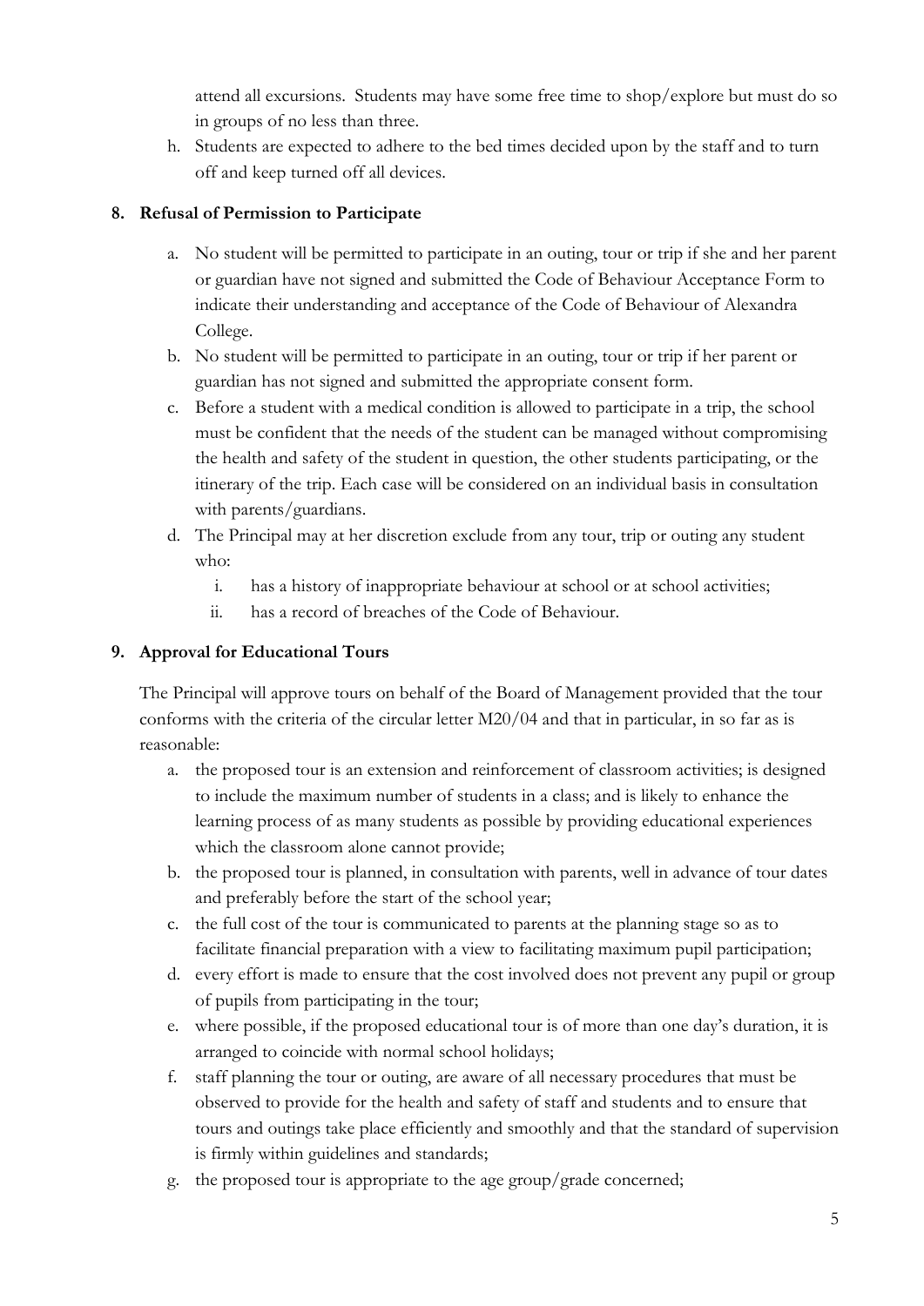attend all excursions. Students may have some free time to shop/explore but must do so in groups of no less than three.

h. Students are expected to adhere to the bed times decided upon by the staff and to turn off and keep turned off all devices.

## 8. Refusal of Permission to Participate

a. No student will be permitted to participate in an outing, tour or trip if she and her parent or guardian have not signed and submitted the Code of Behaviour Acceptance Form to indicate their understanding and acceptance of the Code of Behaviour of Alexandra College.

b. No student will be permitted to participate in an outing, tour or trip if her parent or guardian has not signed and submitted the appropriate consent form.

c. Before a student with a medical condition is allowed to participate in a trip, the school must be confident that the needs of the student can be managed without compromising the health and safety of the student in question, the other students participating, or the itinerary of the trip. Each case will be considered on an individual basis in consultation with parents/guardians.

d. The Principal may at her discretion exclude from any tour, trip or outing any student who:

   i. has a history of inappropriate behaviour at school or at school activities;

   ii. has a record of breaches of the Code of Behaviour.

## 9. Approval for Educational Tours

The Principal will approve tours on behalf of the Board of Management provided that the tour conforms with the criteria of the circular letter M20/04 and that in particular, in so far as is reasonable:

a. the proposed tour is an extension and reinforcement of classroom activities; is designed to include the maximum number of students in a class; and is likely to enhance the learning process of as many students as possible by providing educational experiences which the classroom alone cannot provide;

b. the proposed tour is planned, in consultation with parents, well in advance of tour dates and preferably before the start of the school year;

c. the full cost of the tour is communicated to parents at the planning stage so as to facilitate financial preparation with a view to facilitating maximum pupil participation;

d. every effort is made to ensure that the cost involved does not prevent any pupil or group of pupils from participating in the tour;

e. where possible, if the proposed educational tour is of more than one day's duration, it is arranged to coincide with normal school holidays;

f. staff planning the tour or outing, are aware of all necessary procedures that must be observed to provide for the health and safety of staff and students and to ensure that tours and outings take place efficiently and smoothly and that the standard of supervision is firmly within guidelines and standards;

g. the proposed tour is appropriate to the age group/grade concerned;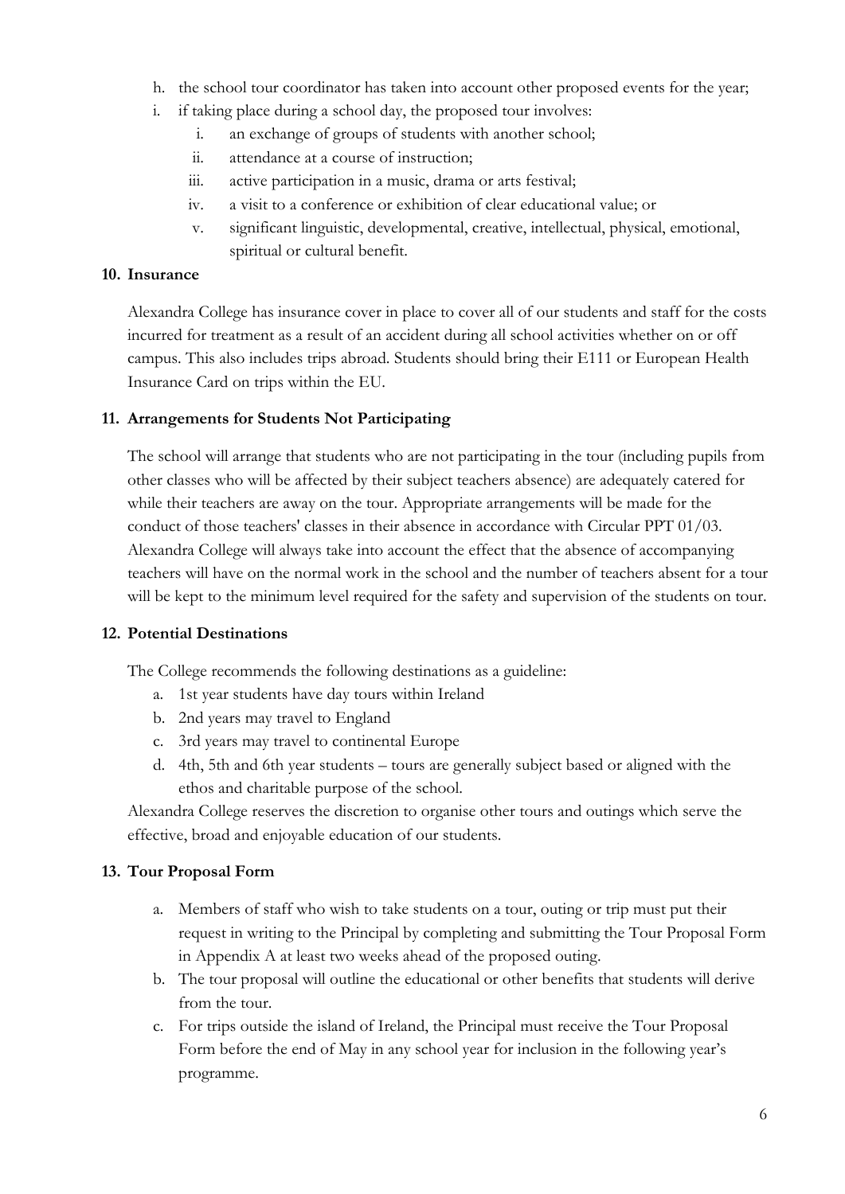h. the school tour coordinator has taken into account other proposed events for the year;
i. if taking place during a school day, the proposed tour involves:
    i. an exchange of groups of students with another school;
    ii. attendance at a course of instruction;
    iii. active participation in a music, drama or arts festival;
    iv. a visit to a conference or exhibition of clear educational value; or
    v. significant linguistic, developmental, creative, intellectual, physical, emotional, spiritual or cultural benefit.

## 10. Insurance

Alexandra College has insurance cover in place to cover all of our students and staff for the costs incurred for treatment as a result of an accident during all school activities whether on or off campus. This also includes trips abroad. Students should bring their E111 or European Health Insurance Card on trips within the EU.

## 11. Arrangements for Students Not Participating

The school will arrange that students who are not participating in the tour (including pupils from other classes who will be affected by their subject teachers absence) are adequately catered for while their teachers are away on the tour. Appropriate arrangements will be made for the conduct of those teachers' classes in their absence in accordance with Circular PPT 01/03. Alexandra College will always take into account the effect that the absence of accompanying teachers will have on the normal work in the school and the number of teachers absent for a tour will be kept to the minimum level required for the safety and supervision of the students on tour.

## 12. Potential Destinations

The College recommends the following destinations as a guideline:

a. 1st year students have day tours within Ireland
b. 2nd years may travel to England
c. 3rd years may travel to continental Europe
d. 4th, 5th and 6th year students – tours are generally subject based or aligned with the ethos and charitable purpose of the school.

Alexandra College reserves the discretion to organise other tours and outings which serve the effective, broad and enjoyable education of our students.

## 13. Tour Proposal Form

a. Members of staff who wish to take students on a tour, outing or trip must put their request in writing to the Principal by completing and submitting the Tour Proposal Form in Appendix A at least two weeks ahead of the proposed outing.
b. The tour proposal will outline the educational or other benefits that students will derive from the tour.
c. For trips outside the island of Ireland, the Principal must receive the Tour Proposal Form before the end of May in any school year for inclusion in the following year's programme.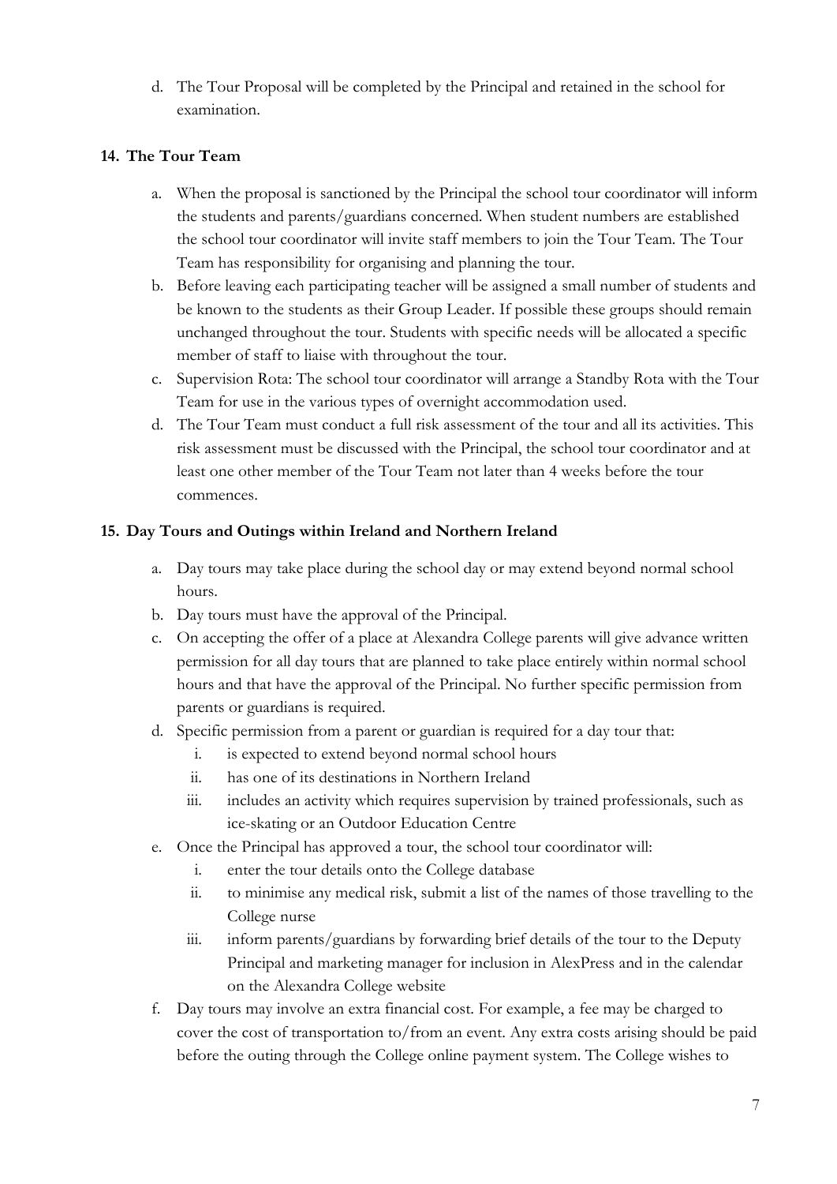d. The Tour Proposal will be completed by the Principal and retained in the school for examination.

## 14. The Tour Team

a. When the proposal is sanctioned by the Principal the school tour coordinator will inform the students and parents/guardians concerned. When student numbers are established the school tour coordinator will invite staff members to join the Tour Team. The Tour Team has responsibility for organising and planning the tour.

b. Before leaving each participating teacher will be assigned a small number of students and be known to the students as their Group Leader. If possible these groups should remain unchanged throughout the tour. Students with specific needs will be allocated a specific member of staff to liaise with throughout the tour.

c. Supervision Rota: The school tour coordinator will arrange a Standby Rota with the Tour Team for use in the various types of overnight accommodation used.

d. The Tour Team must conduct a full risk assessment of the tour and all its activities. This risk assessment must be discussed with the Principal, the school tour coordinator and at least one other member of the Tour Team not later than 4 weeks before the tour commences.

## 15. Day Tours and Outings within Ireland and Northern Ireland

a. Day tours may take place during the school day or may extend beyond normal school hours.

b. Day tours must have the approval of the Principal.

c. On accepting the offer of a place at Alexandra College parents will give advance written permission for all day tours that are planned to take place entirely within normal school hours and that have the approval of the Principal. No further specific permission from parents or guardians is required.

d. Specific permission from a parent or guardian is required for a day tour that:

   i. is expected to extend beyond normal school hours
   
   ii. has one of its destinations in Northern Ireland
   
   iii. includes an activity which requires supervision by trained professionals, such as ice-skating or an Outdoor Education Centre

e. Once the Principal has approved a tour, the school tour coordinator will:

   i. enter the tour details onto the College database
   
   ii. to minimise any medical risk, submit a list of the names of those travelling to the College nurse
   
   iii. inform parents/guardians by forwarding brief details of the tour to the Deputy Principal and marketing manager for inclusion in AlexPress and in the calendar on the Alexandra College website

f. Day tours may involve an extra financial cost. For example, a fee may be charged to cover the cost of transportation to/from an event. Any extra costs arising should be paid before the outing through the College online payment system. The College wishes to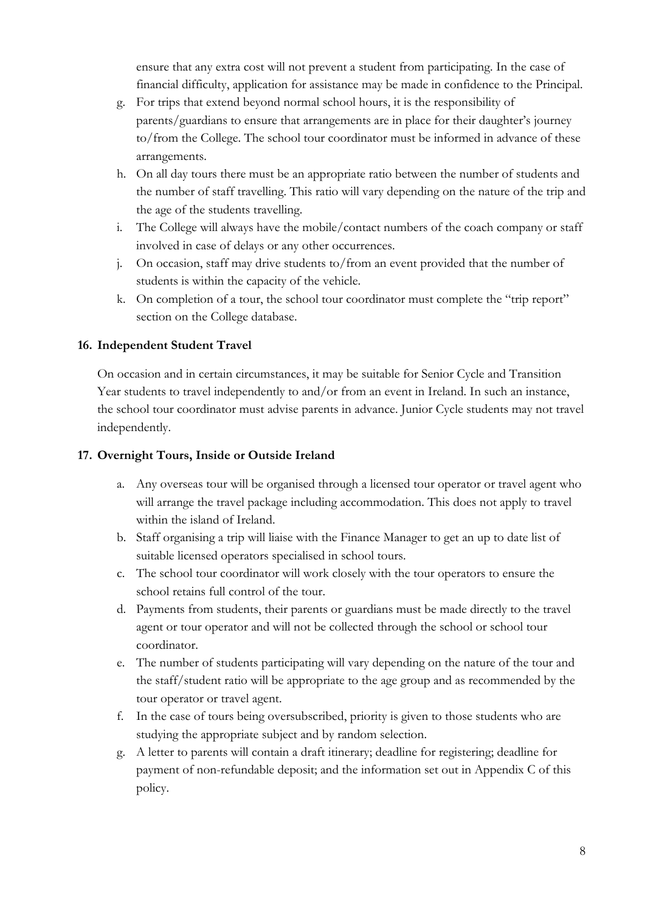ensure that any extra cost will not prevent a student from participating. In the case of financial difficulty, application for assistance may be made in confidence to the Principal.

g. For trips that extend beyond normal school hours, it is the responsibility of parents/guardians to ensure that arrangements are in place for their daughter's journey to/from the College. The school tour coordinator must be informed in advance of these arrangements.

h. On all day tours there must be an appropriate ratio between the number of students and the number of staff travelling. This ratio will vary depending on the nature of the trip and the age of the students travelling.

i. The College will always have the mobile/contact numbers of the coach company or staff involved in case of delays or any other occurrences.

j. On occasion, staff may drive students to/from an event provided that the number of students is within the capacity of the vehicle.

k. On completion of a tour, the school tour coordinator must complete the "trip report" section on the College database.

### 16. Independent Student Travel

On occasion and in certain circumstances, it may be suitable for Senior Cycle and Transition Year students to travel independently to and/or from an event in Ireland. In such an instance, the school tour coordinator must advise parents in advance. Junior Cycle students may not travel independently.

### 17. Overnight Tours, Inside or Outside Ireland

a. Any overseas tour will be organised through a licensed tour operator or travel agent who will arrange the travel package including accommodation. This does not apply to travel within the island of Ireland.

b. Staff organising a trip will liaise with the Finance Manager to get an up to date list of suitable licensed operators specialised in school tours.

c. The school tour coordinator will work closely with the tour operators to ensure the school retains full control of the tour.

d. Payments from students, their parents or guardians must be made directly to the travel agent or tour operator and will not be collected through the school or school tour coordinator.

e. The number of students participating will vary depending on the nature of the tour and the staff/student ratio will be appropriate to the age group and as recommended by the tour operator or travel agent.

f. In the case of tours being oversubscribed, priority is given to those students who are studying the appropriate subject and by random selection.

g. A letter to parents will contain a draft itinerary; deadline for registering; deadline for payment of non-refundable deposit; and the information set out in Appendix C of this policy.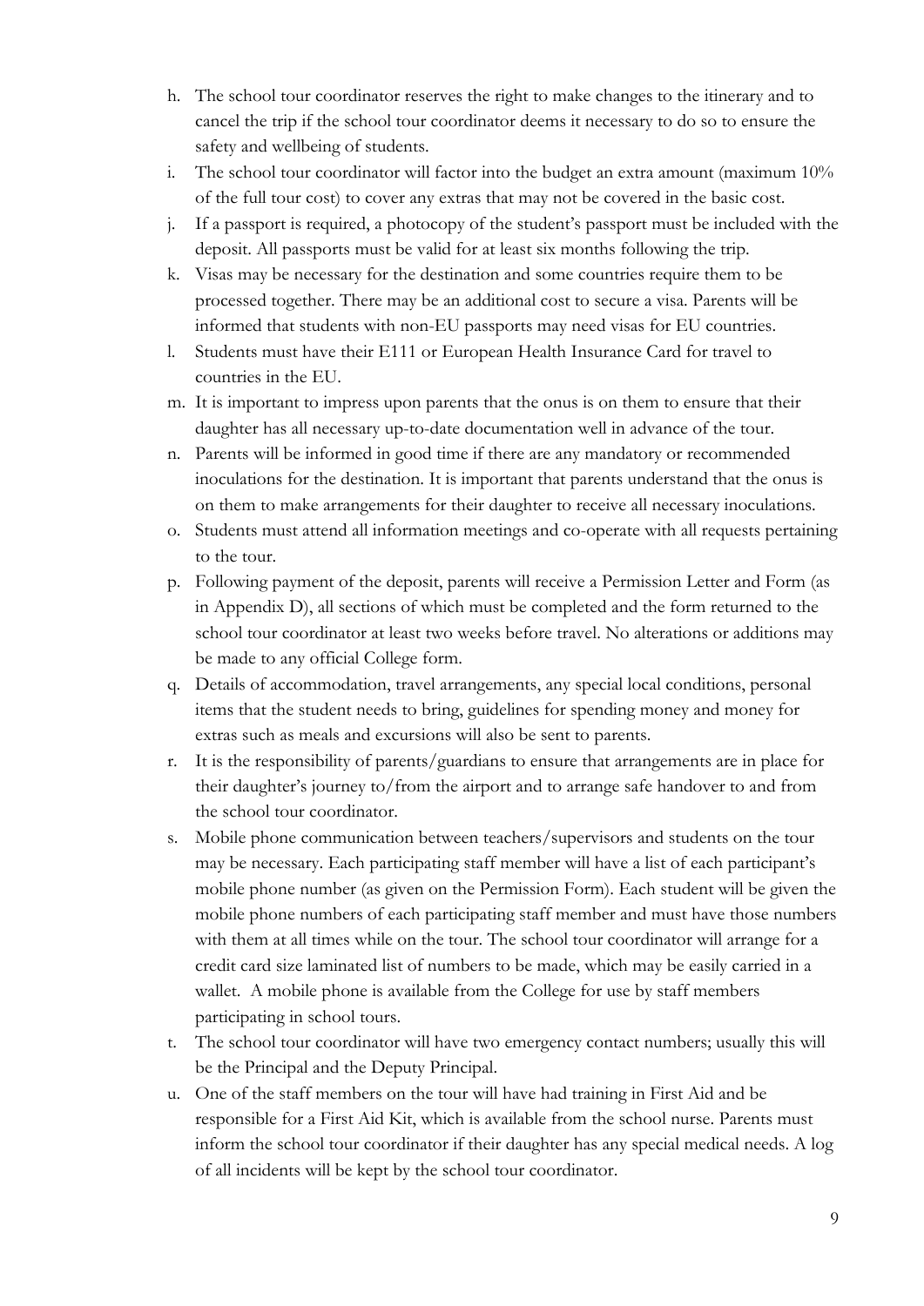h. The school tour coordinator reserves the right to make changes to the itinerary and to cancel the trip if the school tour coordinator deems it necessary to do so to ensure the safety and wellbeing of students.
i. The school tour coordinator will factor into the budget an extra amount (maximum 10% of the full tour cost) to cover any extras that may not be covered in the basic cost.
j. If a passport is required, a photocopy of the student's passport must be included with the deposit. All passports must be valid for at least six months following the trip.
k. Visas may be necessary for the destination and some countries require them to be processed together. There may be an additional cost to secure a visa. Parents will be informed that students with non-EU passports may need visas for EU countries.
l. Students must have their E111 or European Health Insurance Card for travel to countries in the EU.
m. It is important to impress upon parents that the onus is on them to ensure that their daughter has all necessary up-to-date documentation well in advance of the tour.
n. Parents will be informed in good time if there are any mandatory or recommended inoculations for the destination. It is important that parents understand that the onus is on them to make arrangements for their daughter to receive all necessary inoculations.
o. Students must attend all information meetings and co-operate with all requests pertaining to the tour.
p. Following payment of the deposit, parents will receive a Permission Letter and Form (as in Appendix D), all sections of which must be completed and the form returned to the school tour coordinator at least two weeks before travel. No alterations or additions may be made to any official College form.
q. Details of accommodation, travel arrangements, any special local conditions, personal items that the student needs to bring, guidelines for spending money and money for extras such as meals and excursions will also be sent to parents.
r. It is the responsibility of parents/guardians to ensure that arrangements are in place for their daughter's journey to/from the airport and to arrange safe handover to and from the school tour coordinator.
s. Mobile phone communication between teachers/supervisors and students on the tour may be necessary. Each participating staff member will have a list of each participant's mobile phone number (as given on the Permission Form). Each student will be given the mobile phone numbers of each participating staff member and must have those numbers with them at all times while on the tour. The school tour coordinator will arrange for a credit card size laminated list of numbers to be made, which may be easily carried in a wallet. A mobile phone is available from the College for use by staff members participating in school tours.
t. The school tour coordinator will have two emergency contact numbers; usually this will be the Principal and the Deputy Principal.
u. One of the staff members on the tour will have had training in First Aid and be responsible for a First Aid Kit, which is available from the school nurse. Parents must inform the school tour coordinator if their daughter has any special medical needs. A log of all incidents will be kept by the school tour coordinator.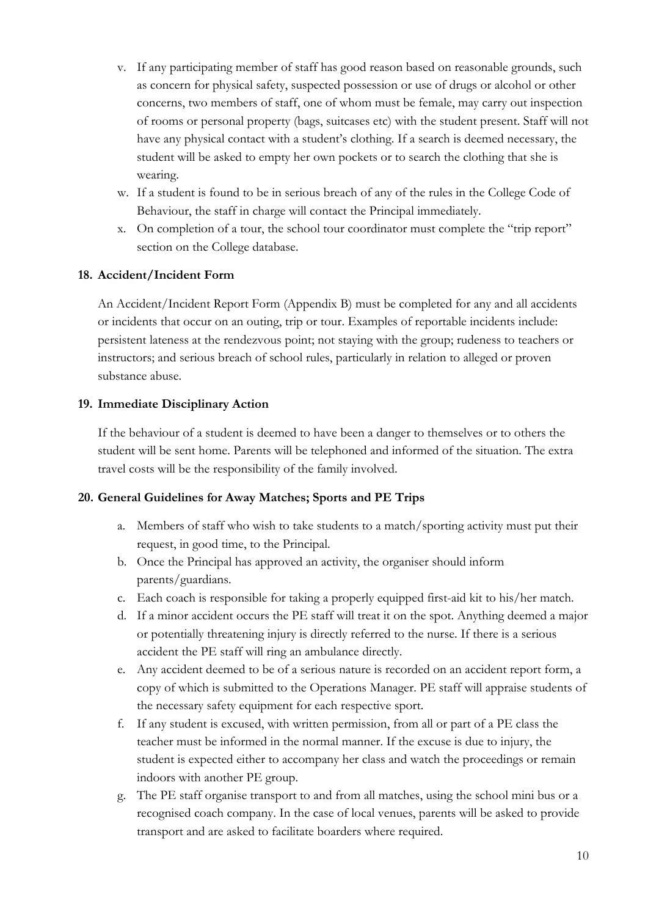v. If any participating member of staff has good reason based on reasonable grounds, such as concern for physical safety, suspected possession or use of drugs or alcohol or other concerns, two members of staff, one of whom must be female, may carry out inspection of rooms or personal property (bags, suitcases etc) with the student present. Staff will not have any physical contact with a student's clothing. If a search is deemed necessary, the student will be asked to empty her own pockets or to search the clothing that she is wearing.

w. If a student is found to be in serious breach of any of the rules in the College Code of Behaviour, the staff in charge will contact the Principal immediately.

x. On completion of a tour, the school tour coordinator must complete the "trip report" section on the College database.

### 18. Accident/Incident Form

An Accident/Incident Report Form (Appendix B) must be completed for any and all accidents or incidents that occur on an outing, trip or tour. Examples of reportable incidents include: persistent lateness at the rendezvous point; not staying with the group; rudeness to teachers or instructors; and serious breach of school rules, particularly in relation to alleged or proven substance abuse.

### 19. Immediate Disciplinary Action

If the behaviour of a student is deemed to have been a danger to themselves or to others the student will be sent home. Parents will be telephoned and informed of the situation. The extra travel costs will be the responsibility of the family involved.

### 20. General Guidelines for Away Matches; Sports and PE Trips

a. Members of staff who wish to take students to a match/sporting activity must put their request, in good time, to the Principal.

b. Once the Principal has approved an activity, the organiser should inform parents/guardians.

c. Each coach is responsible for taking a properly equipped first-aid kit to his/her match.

d. If a minor accident occurs the PE staff will treat it on the spot. Anything deemed a major or potentially threatening injury is directly referred to the nurse. If there is a serious accident the PE staff will ring an ambulance directly.

e. Any accident deemed to be of a serious nature is recorded on an accident report form, a copy of which is submitted to the Operations Manager. PE staff will appraise students of the necessary safety equipment for each respective sport.

f. If any student is excused, with written permission, from all or part of a PE class the teacher must be informed in the normal manner. If the excuse is due to injury, the student is expected either to accompany her class and watch the proceedings or remain indoors with another PE group.

g. The PE staff organise transport to and from all matches, using the school mini bus or a recognised coach company. In the case of local venues, parents will be asked to provide transport and are asked to facilitate boarders where required.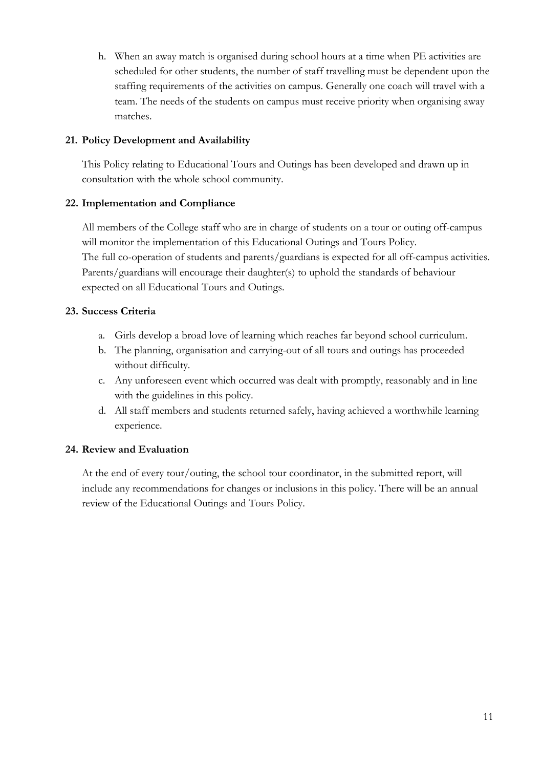h. When an away match is organised during school hours at a time when PE activities are scheduled for other students, the number of staff travelling must be dependent upon the staffing requirements of the activities on campus. Generally one coach will travel with a team. The needs of the students on campus must receive priority when organising away matches.

## 21. Policy Development and Availability

This Policy relating to Educational Tours and Outings has been developed and drawn up in consultation with the whole school community.

## 22. Implementation and Compliance

All members of the College staff who are in charge of students on a tour or outing off-campus will monitor the implementation of this Educational Outings and Tours Policy.
The full co-operation of students and parents/guardians is expected for all off-campus activities. Parents/guardians will encourage their daughter(s) to uphold the standards of behaviour expected on all Educational Tours and Outings.

## 23. Success Criteria

a. Girls develop a broad love of learning which reaches far beyond school curriculum.
b. The planning, organisation and carrying-out of all tours and outings has proceeded without difficulty.
c. Any unforeseen event which occurred was dealt with promptly, reasonably and in line with the guidelines in this policy.
d. All staff members and students returned safely, having achieved a worthwhile learning experience.

## 24. Review and Evaluation

At the end of every tour/outing, the school tour coordinator, in the submitted report, will include any recommendations for changes or inclusions in this policy. There will be an annual review of the Educational Outings and Tours Policy.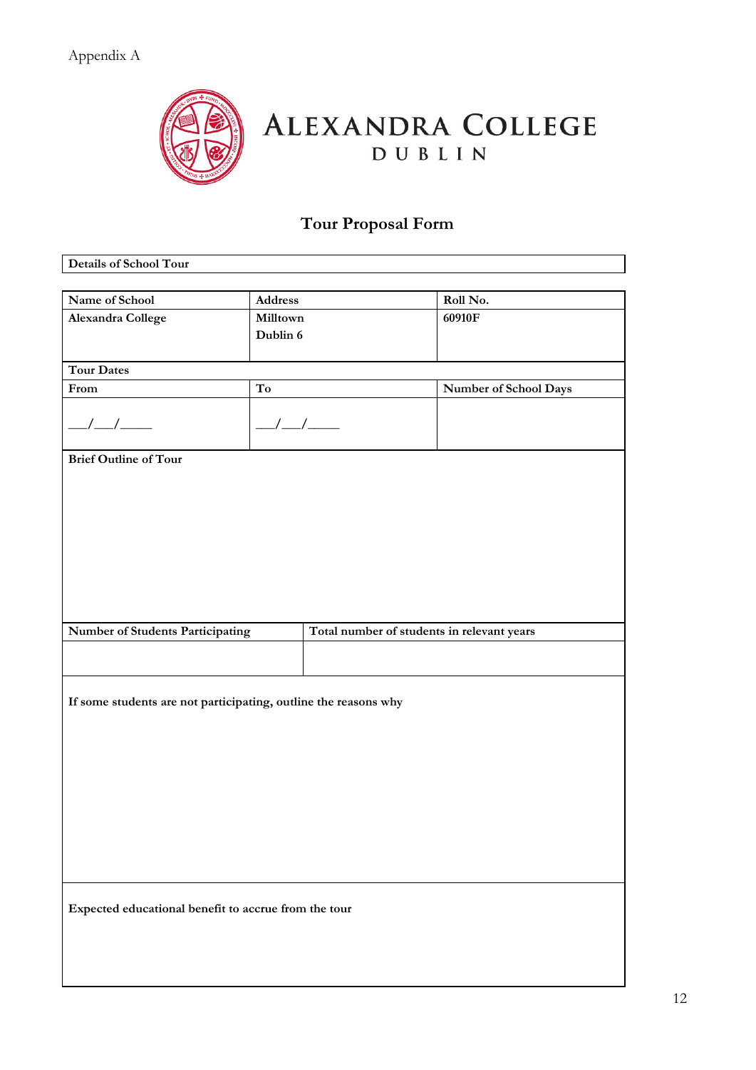Appendix A

# ALEXANDRA COLLEGE
## DUBLIN

## Tour Proposal Form

| Details of School Tour |
|---|

| Name of School | Address | Roll No. |
|---|---|---|
| **Alexandra College** | **Milltown**<br>**Dublin 6** | **60910F** |
| **Tour Dates** | | |
| **From** | **To** | **Number of School Days** |
| ___/___/_____ | ___/___/_____ | |
| **Brief Outline of Tour** | | |
| | | |

| Number of Students Participating | Total number of students in relevant years |
|---|---|
| | |
| **If some students are not participating, outline the reasons why** | |
| | |
| **Expected educational benefit to accrue from the tour** | |
| | |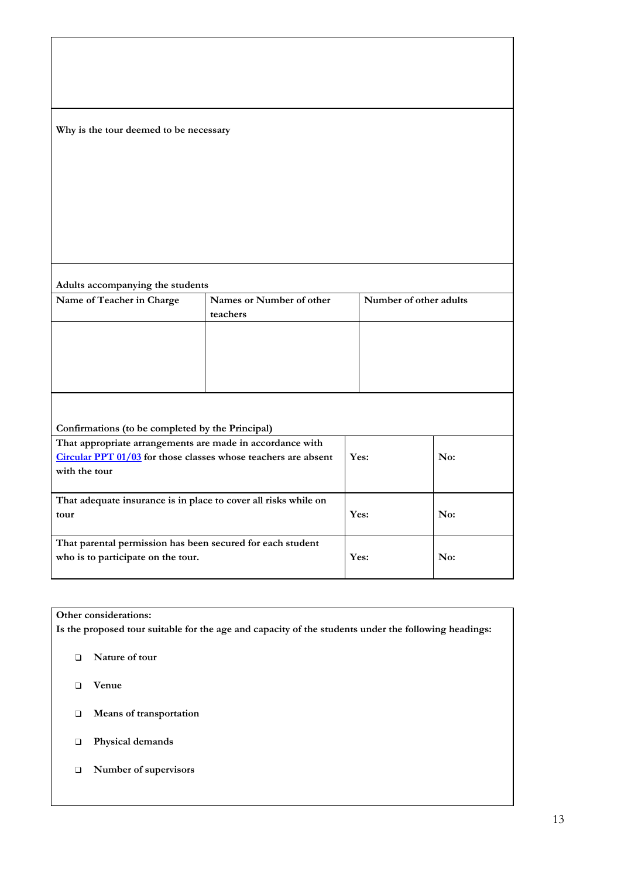**Why is the tour deemed to be necessary**

**Adults accompanying the students**

| Name of Teacher in Charge | Names or Number of other teachers | Number of other adults |
|---|---|---|
| | | |

**Confirmations (to be completed by the Principal)**

| | | |
|---|---|---|
| That appropriate arrangements are made in accordance with [Circular PPT 01/03]() for those classes whose teachers are absent with the tour | Yes: | No: |
| That adequate insurance is in place to cover all risks while on tour | Yes: | No: |
| That parental permission has been secured for each student who is to participate on the tour. | Yes: | No: |

**Other considerations:**
**Is the proposed tour suitable for the age and capacity of the students under the following headings:**

- ❑ Nature of tour
- ❑ Venue
- ❑ Means of transportation
- ❑ Physical demands
- ❑ Number of supervisors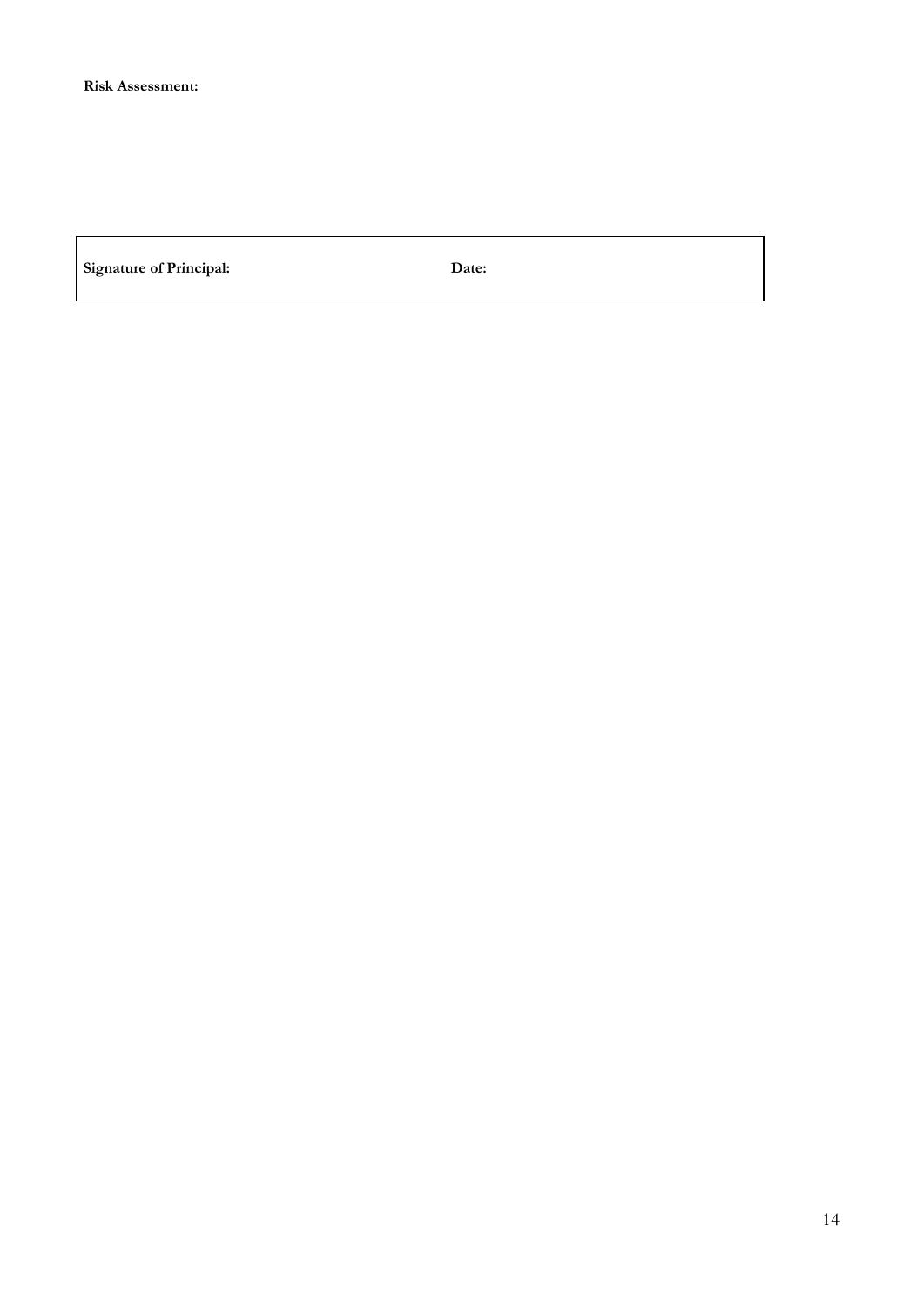**Risk Assessment:**

| **Signature of Principal:** | **Date:** |
|---|---|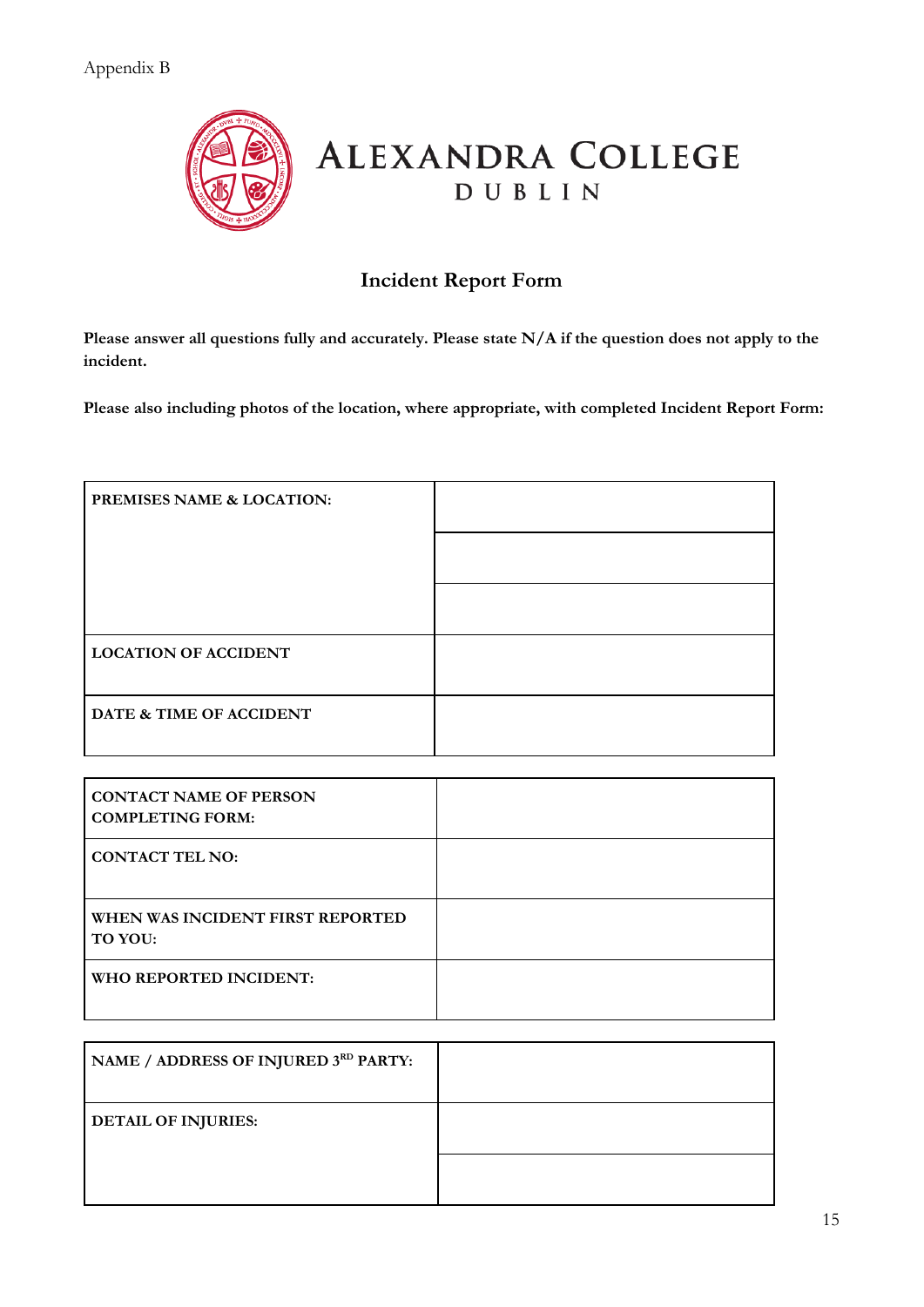Appendix B

ALEXANDRA COLLEGE
DUBLIN

## Incident Report Form

**Please answer all questions fully and accurately. Please state N/A if the question does not apply to the incident.**

**Please also including photos of the location, where appropriate, with completed Incident Report Form:**

| | |
|---|---|
| **PREMISES NAME & LOCATION:** | |
| | |
| | |
| **LOCATION OF ACCIDENT** | |
| **DATE & TIME OF ACCIDENT** | |

| | |
|---|---|
| **CONTACT NAME OF PERSON COMPLETING FORM:** | |
| **CONTACT TEL NO:** | |
| **WHEN WAS INCIDENT FIRST REPORTED TO YOU:** | |
| **WHO REPORTED INCIDENT:** | |

| | |
|---|---|
| **NAME / ADDRESS OF INJURED 3RD PARTY:** | |
| **DETAIL OF INJURIES:** | |
| | |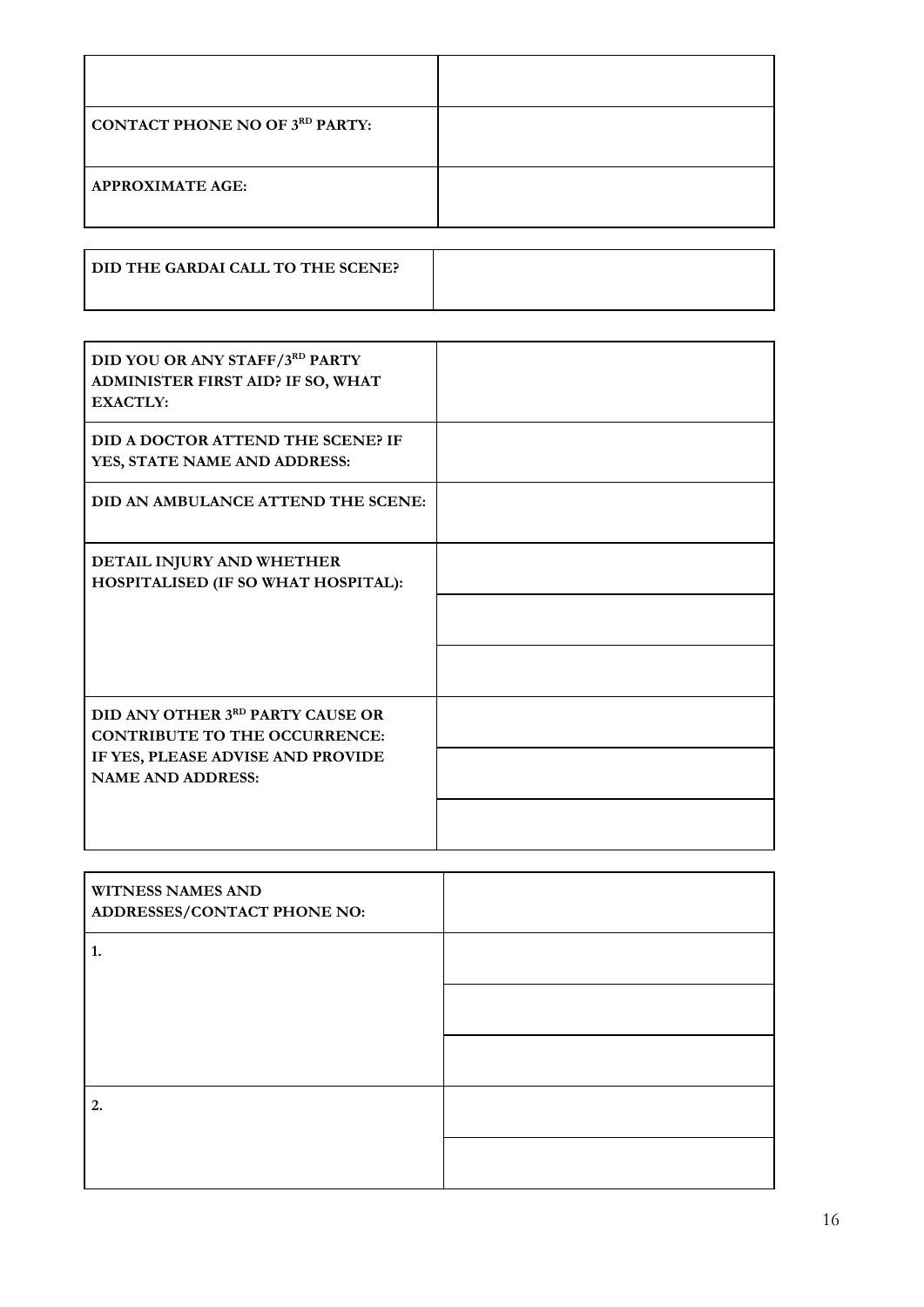| | |
|---|---|
| | |
| **CONTACT PHONE NO OF 3RD PARTY:** | |
| **APPROXIMATE AGE:** | |

| | |
|---|---|
| **DID THE GARDAI CALL TO THE SCENE?** | |

| | |
|---|---|
| **DID YOU OR ANY STAFF/3RD PARTY ADMINISTER FIRST AID? IF SO, WHAT EXACTLY:** | |
| **DID A DOCTOR ATTEND THE SCENE? IF YES, STATE NAME AND ADDRESS:** | |
| **DID AN AMBULANCE ATTEND THE SCENE:** | |
| **DETAIL INJURY AND WHETHER HOSPITALISED (IF SO WHAT HOSPITAL):** | |
| | |
| | |
| **DID ANY OTHER 3RD PARTY CAUSE OR CONTRIBUTE TO THE OCCURRENCE: IF YES, PLEASE ADVISE AND PROVIDE NAME AND ADDRESS:** | |
| | |
| | |

| | |
|---|---|
| **WITNESS NAMES AND ADDRESSES/CONTACT PHONE NO:** | |
| **1.** | |
| | |
| | |
| **2.** | |
| | |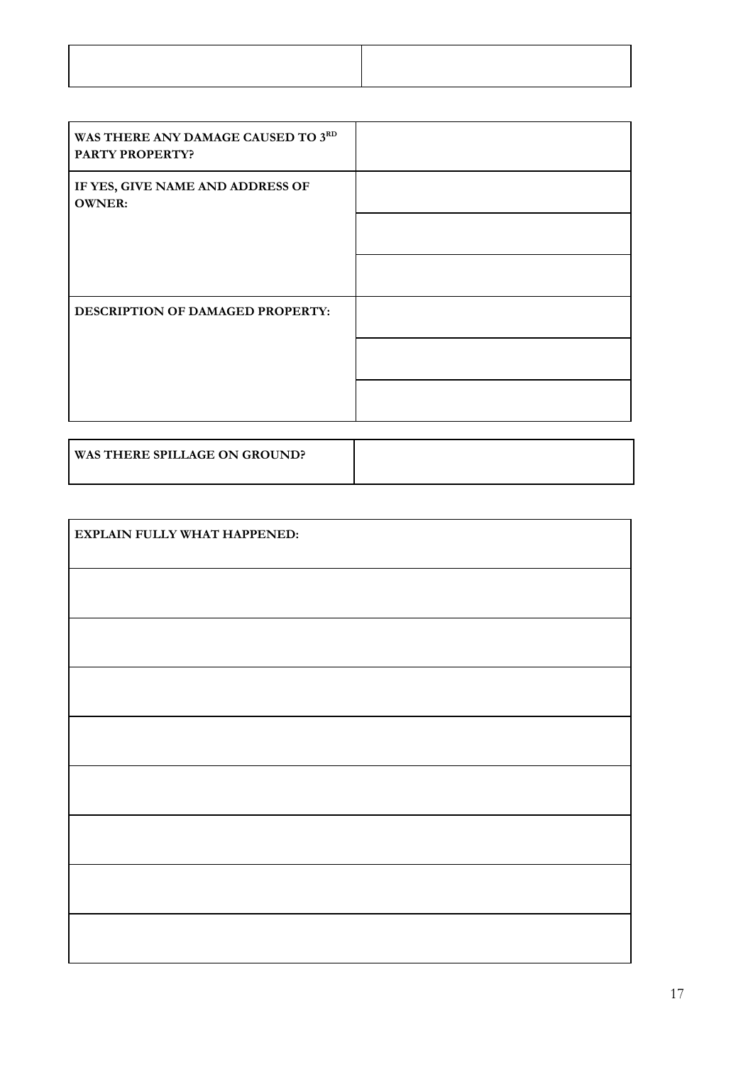| | |
|---|---|
| | |

| | |
|---|---|
| **WAS THERE ANY DAMAGE CAUSED TO 3RD PARTY PROPERTY?** | |
| **IF YES, GIVE NAME AND ADDRESS OF OWNER:** | |
| | |
| | |
| **DESCRIPTION OF DAMAGED PROPERTY:** | |
| | |
| | |

| | |
|---|---|
| **WAS THERE SPILLAGE ON GROUND?** | |

| **EXPLAIN FULLY WHAT HAPPENED:** |
|---|
| |
| |
| |
| |
| |
| |
| |
| |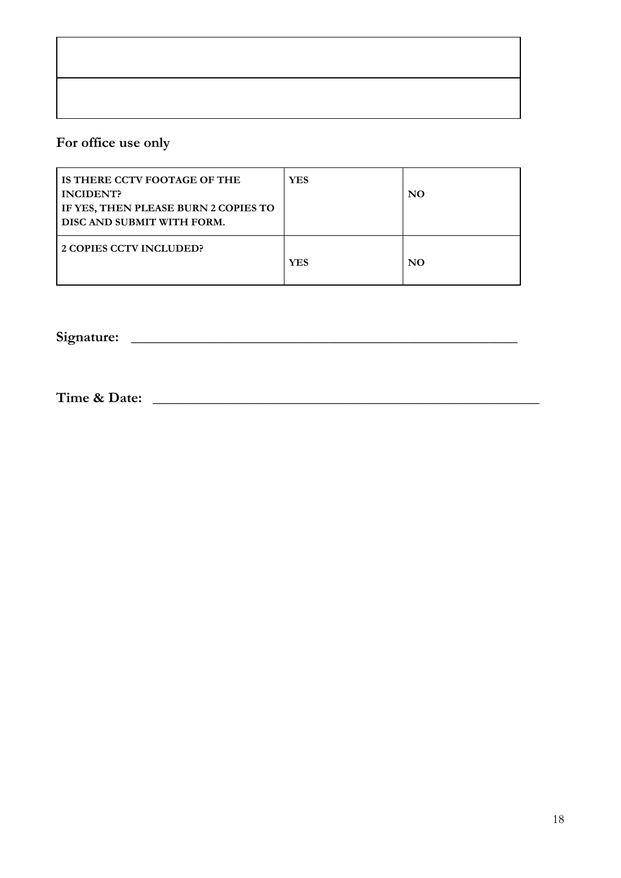| |
|---|
| |

**For office use only**

| IS THERE CCTV FOOTAGE OF THE INCIDENT? IF YES, THEN PLEASE BURN 2 COPIES TO DISC AND SUBMIT WITH FORM. | YES | NO |
|---|---|---|
| 2 COPIES CCTV INCLUDED? | YES | NO |

**Signature:** ___________________________________________________

**Time & Date:** ___________________________________________________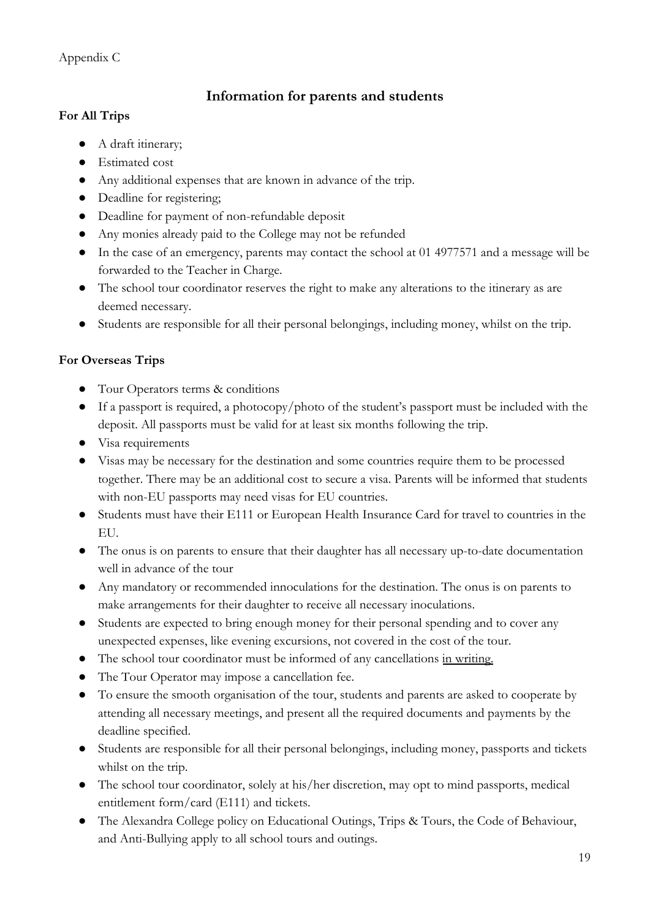Appendix C

## Information for parents and students

**For All Trips**

- A draft itinerary;
- Estimated cost
- Any additional expenses that are known in advance of the trip.
- Deadline for registering;
- Deadline for payment of non-refundable deposit
- Any monies already paid to the College may not be refunded
- In the case of an emergency, parents may contact the school at 01 4977571 and a message will be forwarded to the Teacher in Charge.
- The school tour coordinator reserves the right to make any alterations to the itinerary as are deemed necessary.
- Students are responsible for all their personal belongings, including money, whilst on the trip.

**For Overseas Trips**

- Tour Operators terms & conditions
- If a passport is required, a photocopy/photo of the student's passport must be included with the deposit. All passports must be valid for at least six months following the trip.
- Visa requirements
- Visas may be necessary for the destination and some countries require them to be processed together. There may be an additional cost to secure a visa. Parents will be informed that students with non-EU passports may need visas for EU countries.
- Students must have their E111 or European Health Insurance Card for travel to countries in the EU.
- The onus is on parents to ensure that their daughter has all necessary up-to-date documentation well in advance of the tour
- Any mandatory or recommended innoculations for the destination. The onus is on parents to make arrangements for their daughter to receive all necessary inoculations.
- Students are expected to bring enough money for their personal spending and to cover any unexpected expenses, like evening excursions, not covered in the cost of the tour.
- The school tour coordinator must be informed of any cancellations <u>in writing.</u>
- The Tour Operator may impose a cancellation fee.
- To ensure the smooth organisation of the tour, students and parents are asked to cooperate by attending all necessary meetings, and present all the required documents and payments by the deadline specified.
- Students are responsible for all their personal belongings, including money, passports and tickets whilst on the trip.
- The school tour coordinator, solely at his/her discretion, may opt to mind passports, medical entitlement form/card (E111) and tickets.
- The Alexandra College policy on Educational Outings, Trips & Tours, the Code of Behaviour, and Anti-Bullying apply to all school tours and outings.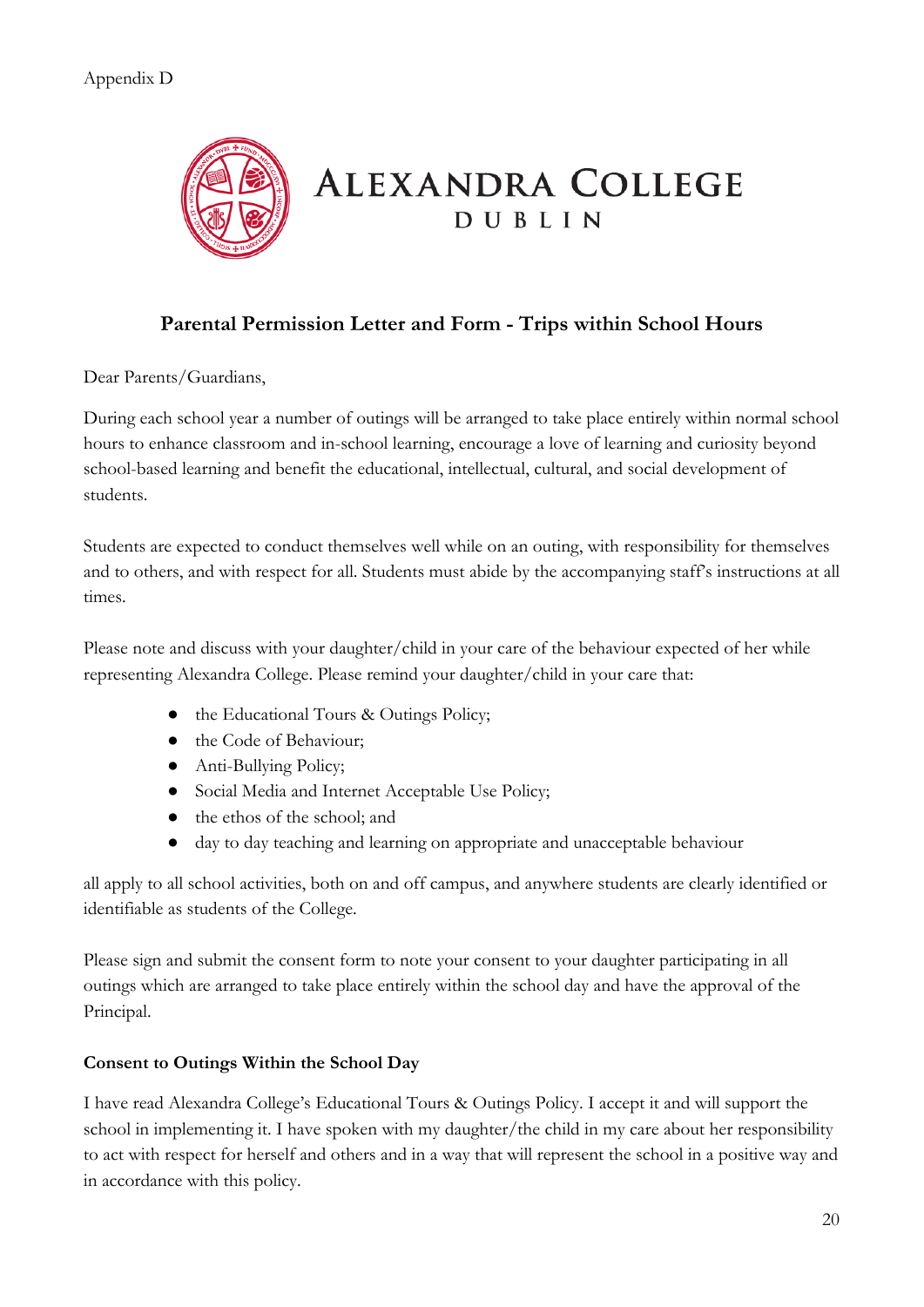Appendix D

ALEXANDRA COLLEGE
DUBLIN

## Parental Permission Letter and Form - Trips within School Hours

Dear Parents/Guardians,

During each school year a number of outings will be arranged to take place entirely within normal school hours to enhance classroom and in-school learning, encourage a love of learning and curiosity beyond school-based learning and benefit the educational, intellectual, cultural, and social development of students.

Students are expected to conduct themselves well while on an outing, with responsibility for themselves and to others, and with respect for all. Students must abide by the accompanying staff's instructions at all times.

Please note and discuss with your daughter/child in your care of the behaviour expected of her while representing Alexandra College. Please remind your daughter/child in your care that:

- the Educational Tours & Outings Policy;
- the Code of Behaviour;
- Anti-Bullying Policy;
- Social Media and Internet Acceptable Use Policy;
- the ethos of the school; and
- day to day teaching and learning on appropriate and unacceptable behaviour

all apply to all school activities, both on and off campus, and anywhere students are clearly identified or identifiable as students of the College.

Please sign and submit the consent form to note your consent to your daughter participating in all outings which are arranged to take place entirely within the school day and have the approval of the Principal.

**Consent to Outings Within the School Day**

I have read Alexandra College's Educational Tours & Outings Policy. I accept it and will support the school in implementing it. I have spoken with my daughter/the child in my care about her responsibility to act with respect for herself and others and in a way that will represent the school in a positive way and in accordance with this policy.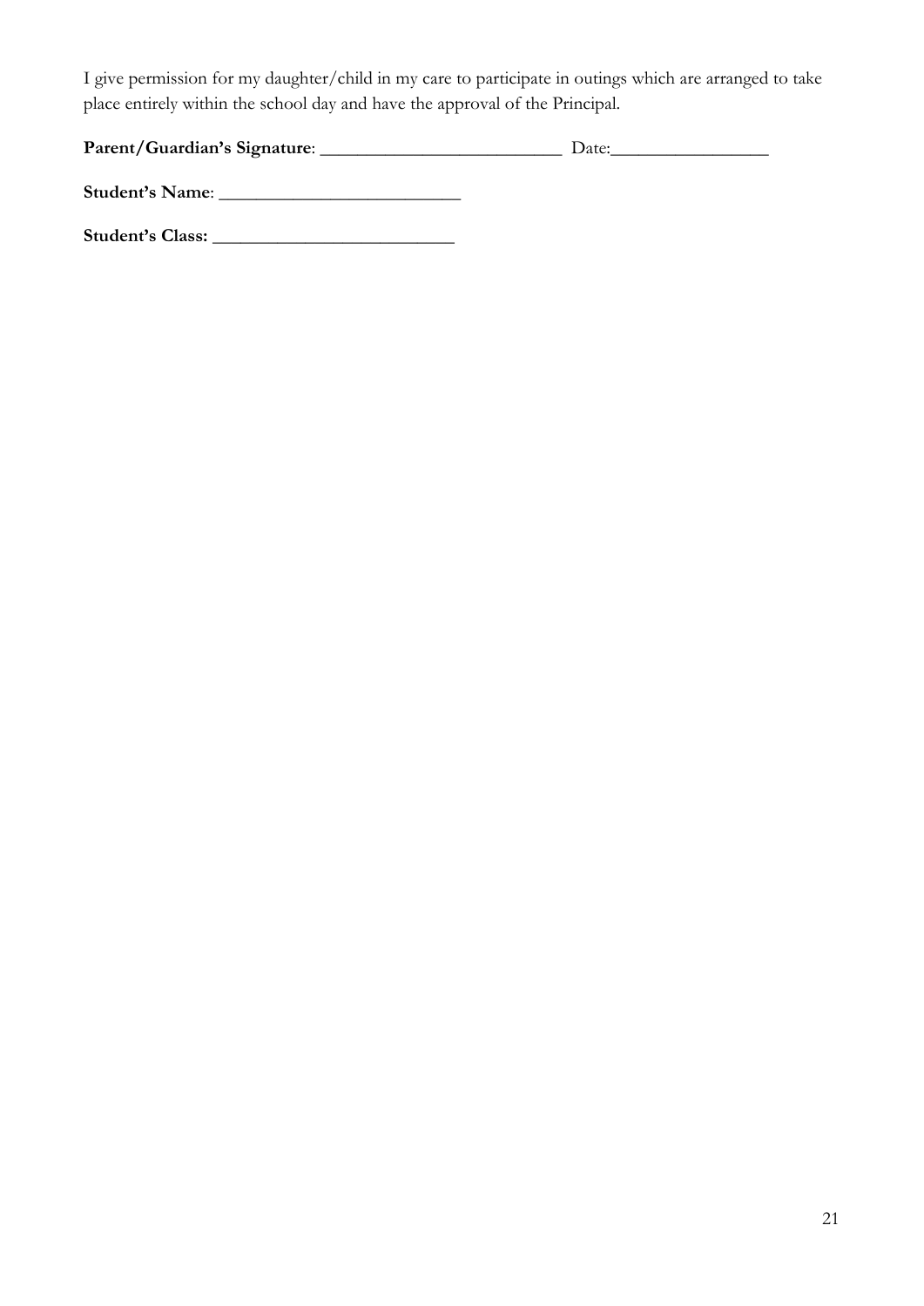I give permission for my daughter/child in my care to participate in outings which are arranged to take place entirely within the school day and have the approval of the Principal.

**Parent/Guardian's Signature**: ___________________________ Date:_________________

**Student's Name**: ___________________________

**Student's Class:** ___________________________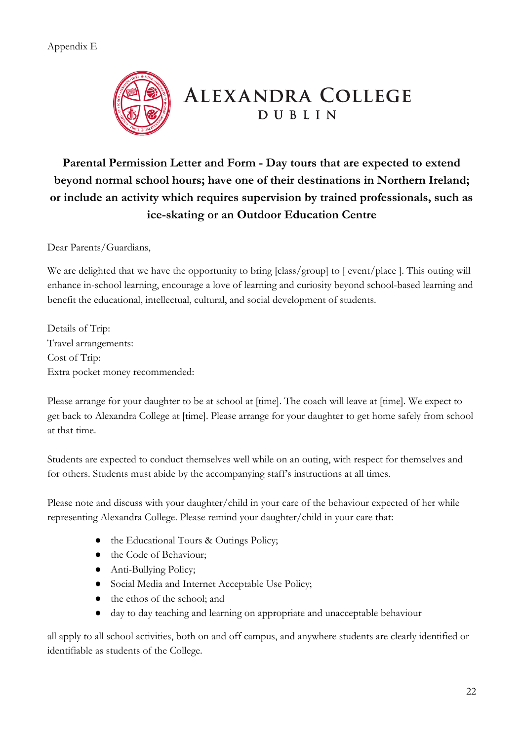Appendix E

ALEXANDRA COLLEGE
DUBLIN

## Parental Permission Letter and Form - Day tours that are expected to extend beyond normal school hours; have one of their destinations in Northern Ireland; or include an activity which requires supervision by trained professionals, such as ice-skating or an Outdoor Education Centre

Dear Parents/Guardians,

We are delighted that we have the opportunity to bring [class/group] to [ event/place ]. This outing will enhance in-school learning, encourage a love of learning and curiosity beyond school-based learning and benefit the educational, intellectual, cultural, and social development of students.

Details of Trip:
Travel arrangements:
Cost of Trip:
Extra pocket money recommended:

Please arrange for your daughter to be at school at [time]. The coach will leave at [time]. We expect to get back to Alexandra College at [time]. Please arrange for your daughter to get home safely from school at that time.

Students are expected to conduct themselves well while on an outing, with respect for themselves and for others. Students must abide by the accompanying staff's instructions at all times.

Please note and discuss with your daughter/child in your care of the behaviour expected of her while representing Alexandra College. Please remind your daughter/child in your care that:

- the Educational Tours & Outings Policy;
- the Code of Behaviour;
- Anti-Bullying Policy;
- Social Media and Internet Acceptable Use Policy;
- the ethos of the school; and
- day to day teaching and learning on appropriate and unacceptable behaviour

all apply to all school activities, both on and off campus, and anywhere students are clearly identified or identifiable as students of the College.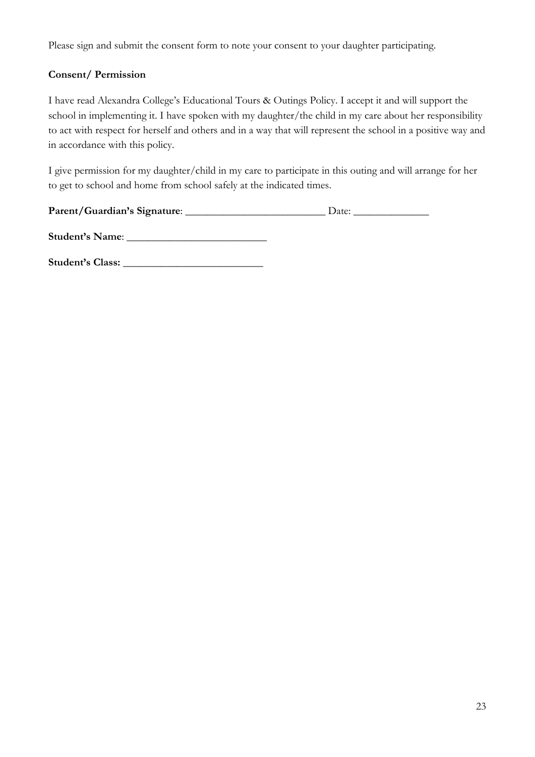Please sign and submit the consent form to note your consent to your daughter participating.

**Consent/ Permission**

I have read Alexandra College's Educational Tours & Outings Policy. I accept it and will support the school in implementing it. I have spoken with my daughter/the child in my care about her responsibility to act with respect for herself and others and in a way that will represent the school in a positive way and in accordance with this policy.

I give permission for my daughter/child in my care to participate in this outing and will arrange for her to get to school and home from school safely at the indicated times.

**Parent/Guardian's Signature**: ___________________________ Date: _______________

**Student's Name**: ___________________________

**Student's Class:** ___________________________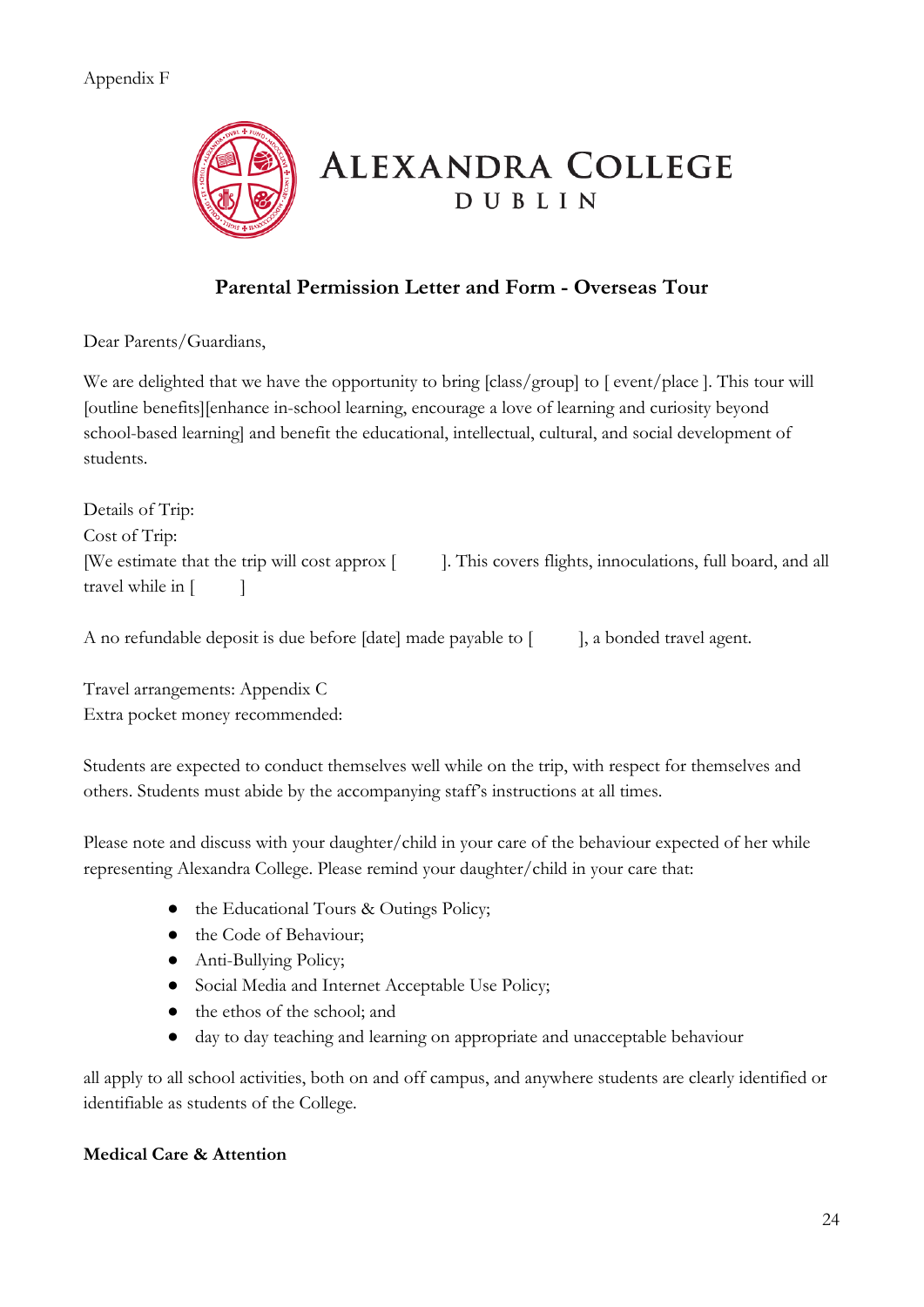Appendix F

# ALEXANDRA COLLEGE
DUBLIN

## Parental Permission Letter and Form - Overseas Tour

Dear Parents/Guardians,

We are delighted that we have the opportunity to bring [class/group] to [ event/place ]. This tour will [outline benefits][enhance in-school learning, encourage a love of learning and curiosity beyond school-based learning] and benefit the educational, intellectual, cultural, and social development of students.

Details of Trip:
Cost of Trip:
[We estimate that the trip will cost approx [ ]. This covers flights, innoculations, full board, and all travel while in [ ]

A no refundable deposit is due before [date] made payable to [ ], a bonded travel agent.

Travel arrangements: Appendix C
Extra pocket money recommended:

Students are expected to conduct themselves well while on the trip, with respect for themselves and others. Students must abide by the accompanying staff's instructions at all times.

Please note and discuss with your daughter/child in your care of the behaviour expected of her while representing Alexandra College. Please remind your daughter/child in your care that:

- the Educational Tours & Outings Policy;
- the Code of Behaviour;
- Anti-Bullying Policy;
- Social Media and Internet Acceptable Use Policy;
- the ethos of the school; and
- day to day teaching and learning on appropriate and unacceptable behaviour

all apply to all school activities, both on and off campus, and anywhere students are clearly identified or identifiable as students of the College.

**Medical Care & Attention**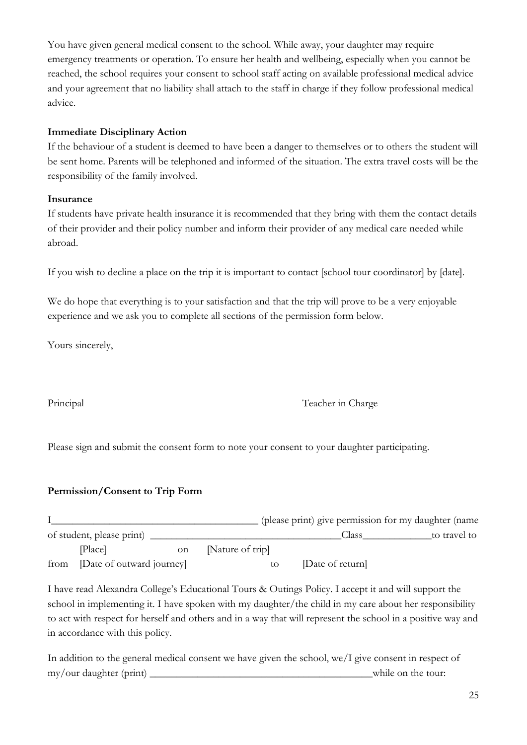You have given general medical consent to the school. While away, your daughter may require emergency treatments or operation. To ensure her health and wellbeing, especially when you cannot be reached, the school requires your consent to school staff acting on available professional medical advice and your agreement that no liability shall attach to the staff in charge if they follow professional medical advice.

**Immediate Disciplinary Action**

If the behaviour of a student is deemed to have been a danger to themselves or to others the student will be sent home. Parents will be telephoned and informed of the situation. The extra travel costs will be the responsibility of the family involved.

**Insurance**

If students have private health insurance it is recommended that they bring with them the contact details of their provider and their policy number and inform their provider of any medical care needed while abroad.

If you wish to decline a place on the trip it is important to contact [school tour coordinator] by [date].

We do hope that everything is to your satisfaction and that the trip will prove to be a very enjoyable experience and we ask you to complete all sections of the permission form below.

Yours sincerely,

Principal Teacher in Charge

Please sign and submit the consent form to note your consent to your daughter participating.

**Permission/Consent to Trip Form**

I\_\_\_\_\_\_\_\_\_\_\_\_\_\_\_\_\_\_\_\_\_\_\_\_\_\_\_\_\_\_\_\_\_\_\_\_\_\_\_ (please print) give permission for my daughter (name of student, please print) \_\_\_\_\_\_\_\_\_\_\_\_\_\_\_\_\_\_\_\_\_\_\_\_\_\_\_\_\_\_\_\_\_\_\_\_Class\_\_\_\_\_\_\_\_\_\_\_\_\_to travel to [Place] on [Nature of trip] from [Date of outward journey] to [Date of return]

I have read Alexandra College's Educational Tours & Outings Policy. I accept it and will support the school in implementing it. I have spoken with my daughter/the child in my care about her responsibility to act with respect for herself and others and in a way that will represent the school in a positive way and in accordance with this policy.

In addition to the general medical consent we have given the school, we/I give consent in respect of my/our daughter (print) \_\_\_\_\_\_\_\_\_\_\_\_\_\_\_\_\_\_\_\_\_\_\_\_\_\_\_\_\_\_\_\_\_\_\_\_\_\_\_\_\_\_while on the tour: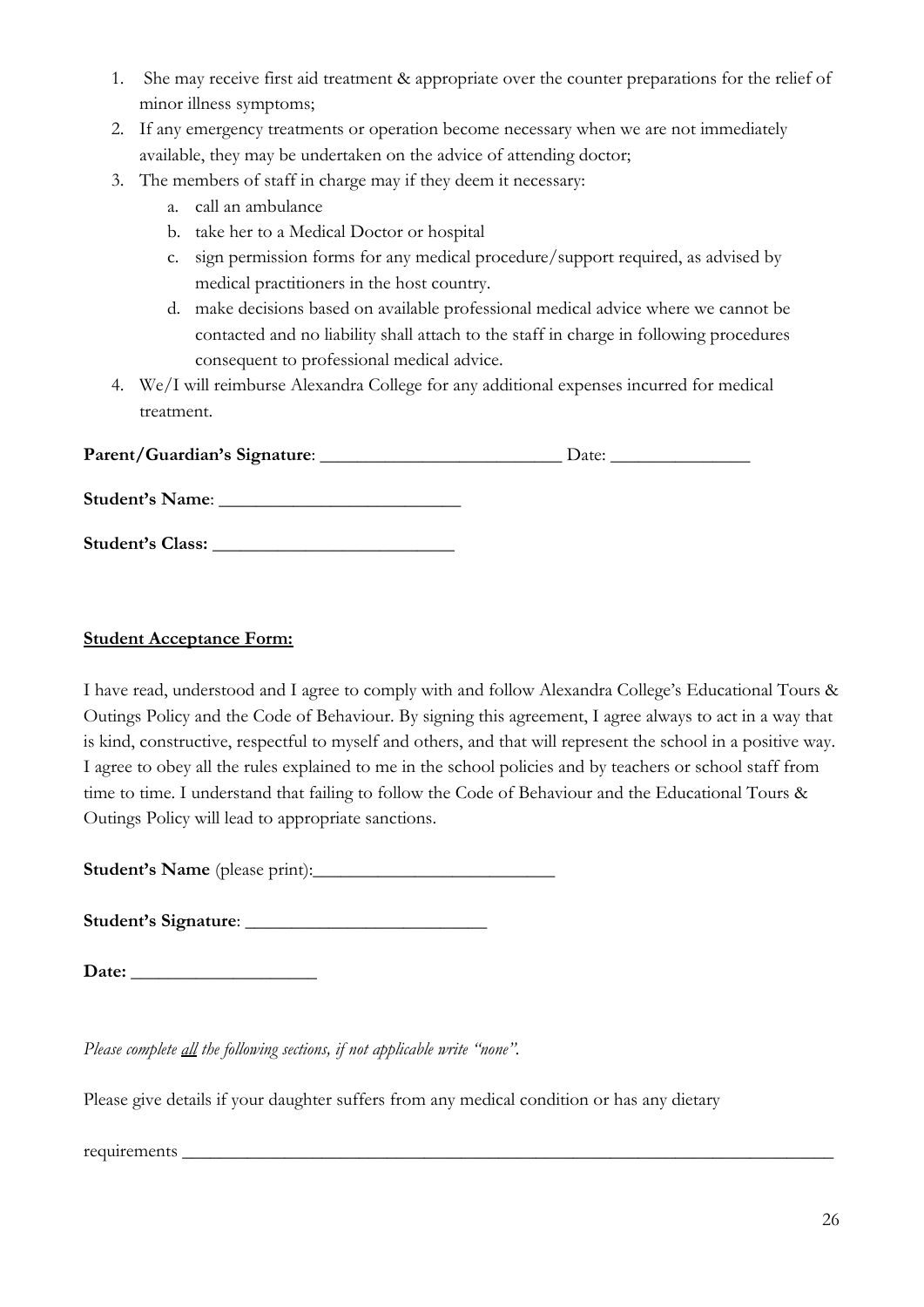1. She may receive first aid treatment & appropriate over the counter preparations for the relief of minor illness symptoms;
2. If any emergency treatments or operation become necessary when we are not immediately available, they may be undertaken on the advice of attending doctor;
3. The members of staff in charge may if they deem it necessary:
    a. call an ambulance
    b. take her to a Medical Doctor or hospital
    c. sign permission forms for any medical procedure/support required, as advised by medical practitioners in the host country.
    d. make decisions based on available professional medical advice where we cannot be contacted and no liability shall attach to the staff in charge in following procedures consequent to professional medical advice.
4. We/I will reimburse Alexandra College for any additional expenses incurred for medical treatment.

**Parent/Guardian's Signature**: ___________________________ Date: _______________

**Student's Name**: ___________________________

**Student's Class:** ___________________________

**<u>Student Acceptance Form:</u>**

I have read, understood and I agree to comply with and follow Alexandra College's Educational Tours & Outings Policy and the Code of Behaviour. By signing this agreement, I agree always to act in a way that is kind, constructive, respectful to myself and others, and that will represent the school in a positive way. I agree to obey all the rules explained to me in the school policies and by teachers or school staff from time to time. I understand that failing to follow the Code of Behaviour and the Educational Tours & Outings Policy will lead to appropriate sanctions.

**Student's Name** (please print):___________________________

**Student's Signature**: ___________________________

**Date:** ____________________

*Please complete <u>all</u> the following sections, if not applicable write "none".*

Please give details if your daughter suffers from any medical condition or has any dietary

requirements ______________________________________________________________________________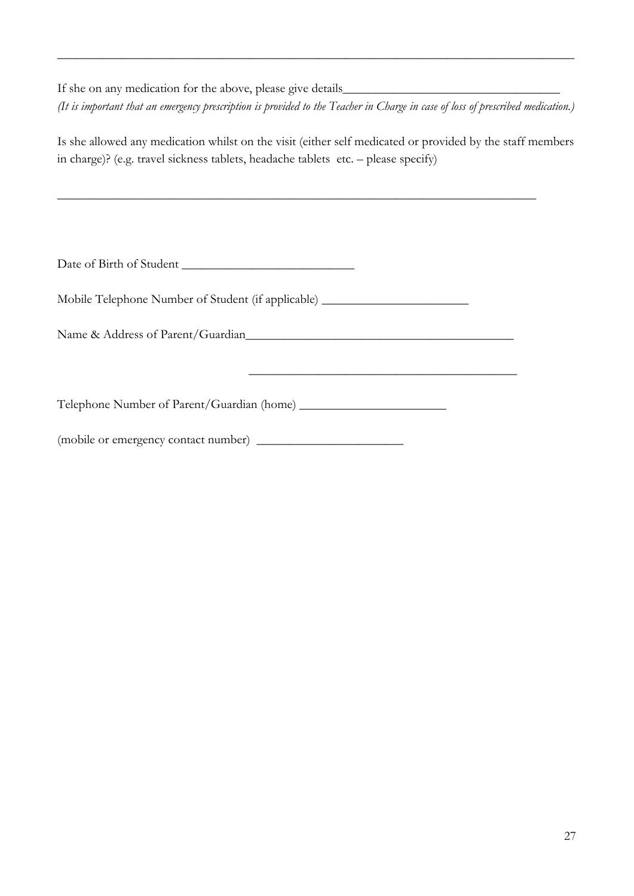______________________________________________________________________________

If she on any medication for the above, please give details___________________________________

*(It is important that an emergency prescription is provided to the Teacher in Charge in case of loss of prescribed medication.)*

Is she allowed any medication whilst on the visit (either self medicated or provided by the staff members in charge)? (e.g. travel sickness tablets, headache tablets etc. – please specify)

_____________________________________________________________________________

Date of Birth of Student ___________________________

Mobile Telephone Number of Student (if applicable) _______________________

Name & Address of Parent/Guardian__________________________________________

__________________________________________

Telephone Number of Parent/Guardian (home) _______________________

(mobile or emergency contact number) _______________________